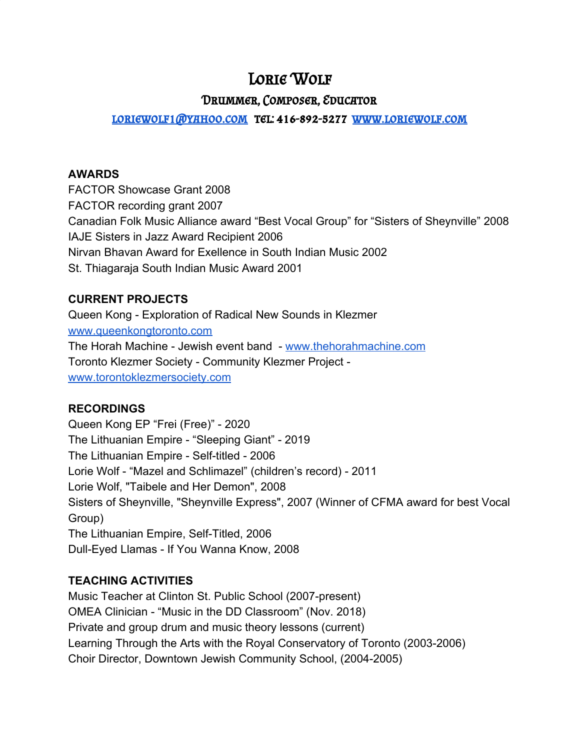# Lorie Wolf

## Drummer, Composer, Educator

[loriewolf1@yahoo.com](mailto:loriewolf1@yahoo.com) Tel: 416-892-5277 [www.loriewolf.com](http://www.loriewolf.com)

**AWARDS**

FACTOR Showcase Grant 2008
FACTOR recording grant 2007
Canadian Folk Music Alliance award "Best Vocal Group" for "Sisters of Sheynville" 2008
IAJE Sisters in Jazz Award Recipient 2006
Nirvan Bhavan Award for Exellence in South Indian Music 2002
St. Thiagaraja South Indian Music Award 2001

**CURRENT PROJECTS**

Queen Kong - Exploration of Radical New Sounds in Klezmer
[www.queenkongtoronto.com](http://www.queenkongtoronto.com)
The Horah Machine - Jewish event band - [www.thehorahmachine.com](http://www.thehorahmachine.com)
Toronto Klezmer Society - Community Klezmer Project -
[www.torontoklezmersociety.com](http://www.torontoklezmersociety.com)

**RECORDINGS**

Queen Kong EP "Frei (Free)" - 2020
The Lithuanian Empire - "Sleeping Giant" - 2019
The Lithuanian Empire - Self-titled - 2006
Lorie Wolf - "Mazel and Schlimazel" (children's record) - 2011
Lorie Wolf, "Taibele and Her Demon", 2008
Sisters of Sheynville, "Sheynville Express", 2007 (Winner of CFMA award for best Vocal Group)
The Lithuanian Empire, Self-Titled, 2006
Dull-Eyed Llamas - If You Wanna Know, 2008

**TEACHING ACTIVITIES**

Music Teacher at Clinton St. Public School (2007-present)
OMEA Clinician - "Music in the DD Classroom" (Nov. 2018)
Private and group drum and music theory lessons (current)
Learning Through the Arts with the Royal Conservatory of Toronto (2003-2006)
Choir Director, Downtown Jewish Community School, (2004-2005)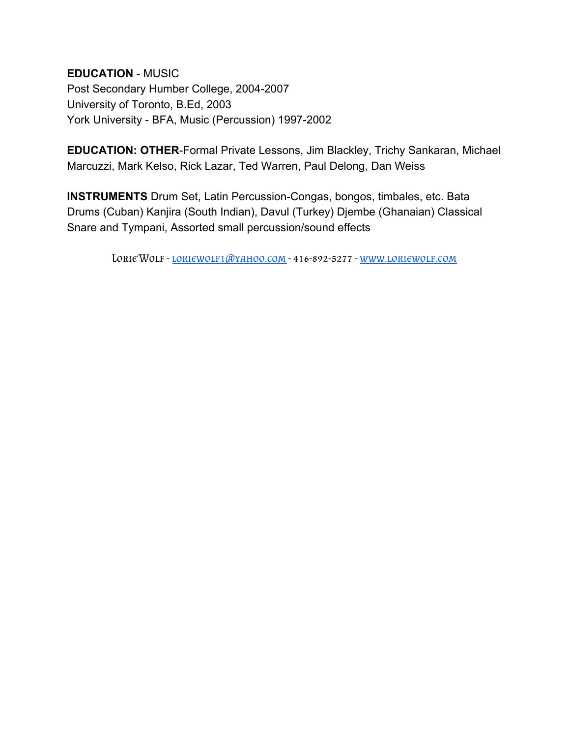**EDUCATION** - MUSIC
Post Secondary Humber College, 2004-2007
University of Toronto, B.Ed, 2003
York University - BFA, Music (Percussion) 1997-2002

**EDUCATION: OTHER**-Formal Private Lessons, Jim Blackley, Trichy Sankaran, Michael Marcuzzi, Mark Kelso, Rick Lazar, Ted Warren, Paul Delong, Dan Weiss

**INSTRUMENTS** Drum Set, Latin Percussion-Congas, bongos, timbales, etc. Bata Drums (Cuban) Kanjira (South Indian), Davul (Turkey) Djembe (Ghanaian) Classical Snare and Tympani, Assorted small percussion/sound effects

Lorie Wolf - loriewolf1@yahoo.com - 416-892-5277 - www.loriewolf.com